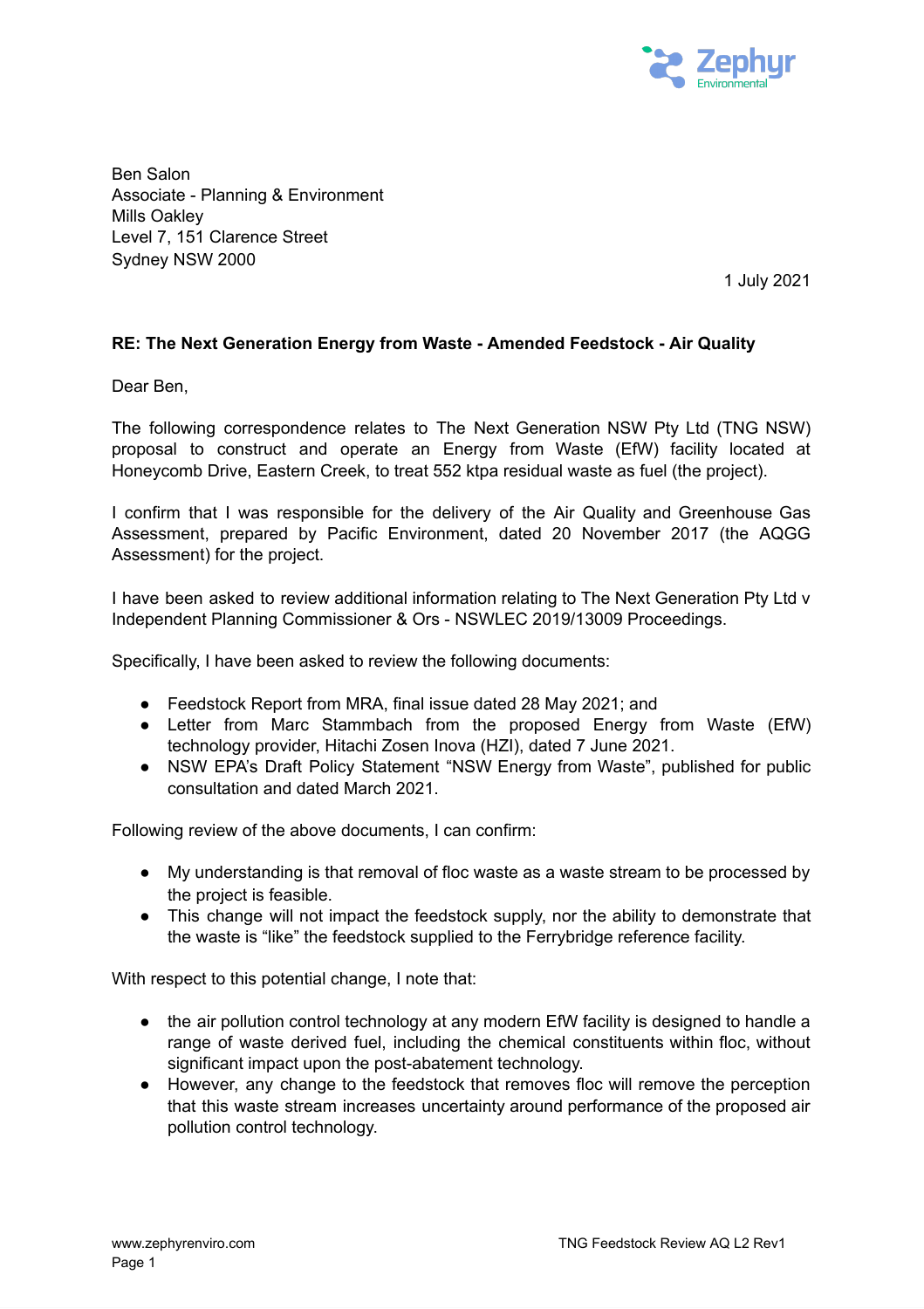Ben Salon
Associate - Planning & Environment
Mills Oakley
Level 7, 151 Clarence Street
Sydney NSW 2000

1 July 2021

**RE: The Next Generation Energy from Waste - Amended Feedstock - Air Quality**

Dear Ben,

The following correspondence relates to The Next Generation NSW Pty Ltd (TNG NSW) proposal to construct and operate an Energy from Waste (EfW) facility located at Honeycomb Drive, Eastern Creek, to treat 552 ktpa residual waste as fuel (the project).

I confirm that I was responsible for the delivery of the Air Quality and Greenhouse Gas Assessment, prepared by Pacific Environment, dated 20 November 2017 (the AQGG Assessment) for the project.

I have been asked to review additional information relating to The Next Generation Pty Ltd v Independent Planning Commissioner & Ors - NSWLEC 2019/13009 Proceedings.

Specifically, I have been asked to review the following documents:

- Feedstock Report from MRA, final issue dated 28 May 2021; and
- Letter from Marc Stammbach from the proposed Energy from Waste (EfW) technology provider, Hitachi Zosen Inova (HZI), dated 7 June 2021.
- NSW EPA's Draft Policy Statement "NSW Energy from Waste", published for public consultation and dated March 2021.

Following review of the above documents, I can confirm:

- My understanding is that removal of floc waste as a waste stream to be processed by the project is feasible.
- This change will not impact the feedstock supply, nor the ability to demonstrate that the waste is "like" the feedstock supplied to the Ferrybridge reference facility.

With respect to this potential change, I note that:

- the air pollution control technology at any modern EfW facility is designed to handle a range of waste derived fuel, including the chemical constituents within floc, without significant impact upon the post-abatement technology.
- However, any change to the feedstock that removes floc will remove the perception that this waste stream increases uncertainty around performance of the proposed air pollution control technology.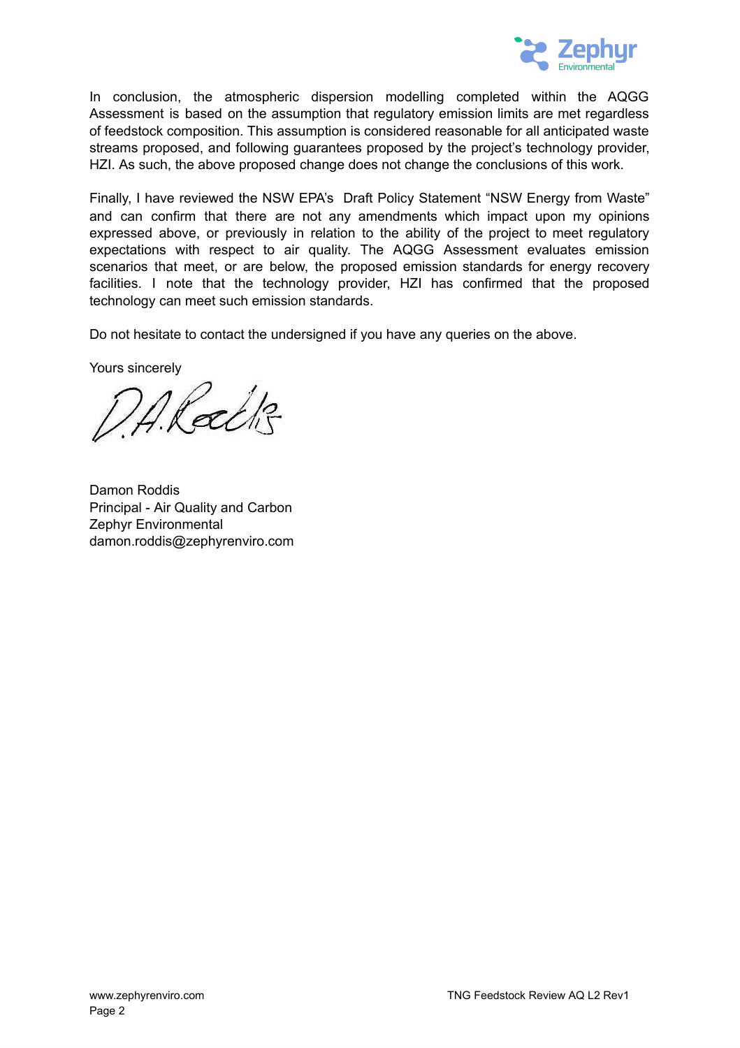In conclusion, the atmospheric dispersion modelling completed within the AQGG Assessment is based on the assumption that regulatory emission limits are met regardless of feedstock composition. This assumption is considered reasonable for all anticipated waste streams proposed, and following guarantees proposed by the project's technology provider, HZI. As such, the above proposed change does not change the conclusions of this work.

Finally, I have reviewed the NSW EPA's Draft Policy Statement "NSW Energy from Waste" and can confirm that there are not any amendments which impact upon my opinions expressed above, or previously in relation to the ability of the project to meet regulatory expectations with respect to air quality. The AQGG Assessment evaluates emission scenarios that meet, or are below, the proposed emission standards for energy recovery facilities. I note that the technology provider, HZI has confirmed that the proposed technology can meet such emission standards.

Do not hesitate to contact the undersigned if you have any queries on the above.

Yours sincerely

Damon Roddis
Principal - Air Quality and Carbon
Zephyr Environmental
damon.roddis@zephyrenviro.com